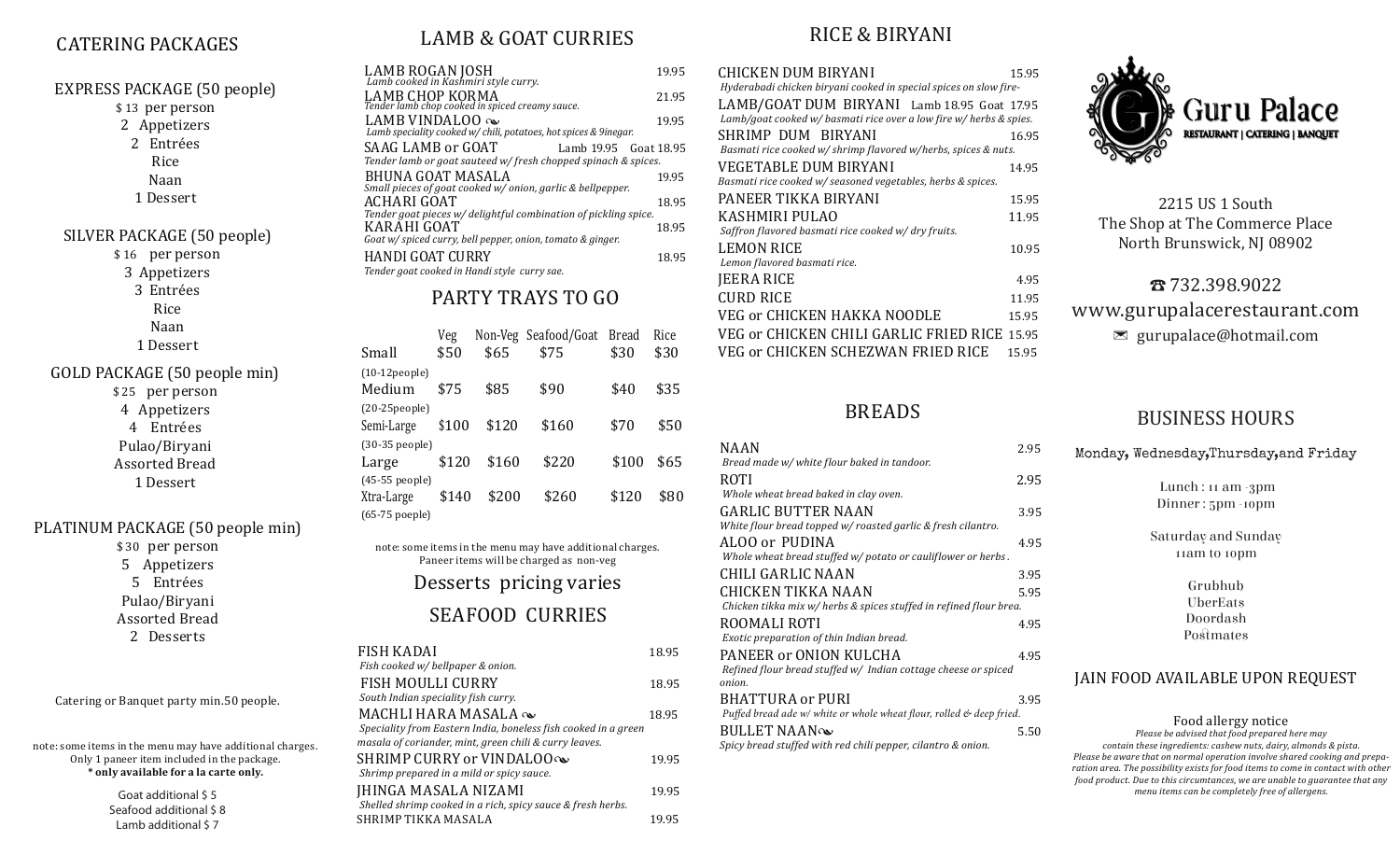## CATERING PACKAGES

**EXPRESS PACKAGE (50 people)**
$ 13 per person
2 Appetizers
2 Entrées
Rice
Naan
1 Dessert

**SILVER PACKAGE (50 people)**
$ 16 per person
3 Appetizers
3 Entrées
Rice
Naan
1 Dessert

**GOLD PACKAGE (50 people min)**
$ 25 per person
4 Appetizers
4 Entrées
Pulao/Biryani
Assorted Bread
1 Dessert

**PLATINUM PACKAGE (50 people min)**
$ 30 per person
5 Appetizers
5 Entrées
Pulao/Biryani
Assorted Bread
2 Desserts

Catering or Banquet party min.50 people.

note: some items in the menu may have additional charges.
Only 1 paneer item included in the package.
**\* only available for a la carte only.**

Goat additional $ 5
Seafood additional $ 8
Lamb additional $ 7

## LAMB & GOAT CURRIES

| Item | Price |
|---|---|
| LAMB ROGAN JOSH<br>*Lamb cooked in Kashmiri style curry.* | 19.95 |
| LAMB CHOP KORMA<br>*Tender lamb chop cooked in spiced creamy sauce.* | 21.95 |
| LAMB VINDALOO ❧<br>*Lamb speciality cooked w/ chili, potatoes, hot spices & 9inegar.* | 19.95 |
| SAAG LAMB or GOAT<br>*Tender lamb or goat sauteed w/ fresh chopped spinach & spices.* | Lamb 19.95 Goat 18.95 |
| BHUNA GOAT MASALA<br>*Small pieces of goat cooked w/ onion, garlic & bellpepper.* | 19.95 |
| ACHARI GOAT<br>*Tender goat pieces w/ delightful combination of pickling spice.* | 18.95 |
| KARAHI GOAT<br>*Goat w/ spiced curry, bell pepper, onion, tomato & ginger.* | 18.95 |
| HANDI GOAT CURRY<br>*Tender goat cooked in Handi style curry sae.* | 18.95 |

## PARTY TRAYS TO GO

| | Veg | Non-Veg | Seafood/Goat | Bread | Rice |
|---|---|---|---|---|---|
| Small (10-12people) | $50 | $65 | $75 | $30 | $30 |
| Medium (20-25people) | $75 | $85 | $90 | $40 | $35 |
| Semi-Large (30-35 people) | $100 | $120 | $160 | $70 | $50 |
| Large (45-55 people) | $120 | $160 | $220 | $100 | $65 |
| Xtra-Large (65-75 poeple) | $140 | $200 | $260 | $120 | $80 |

note: some items in the menu may have additional charges.
Paneer items will be charged as non-veg

## Desserts pricing varies

## SEAFOOD CURRIES

| Item | Price |
|---|---|
| FISH KADAI<br>*Fish cooked w/ bellpaper & onion.* | 18.95 |
| FISH MOULLI CURRY<br>*South Indian speciality fish curry.* | 18.95 |
| MACHLI HARA MASALA ❧<br>*Speciality from Eastern India, boneless fish cooked in a green masala of coriander, mint, green chili & curry leaves.* | 18.95 |
| SHRIMP CURRY or VINDALOO❧<br>*Shrimp prepared in a mild or spicy sauce.* | 19.95 |
| JHINGA MASALA NIZAMI<br>*Shelled shrimp cooked in a rich, spicy sauce & fresh herbs.* | 19.95 |
| SHRIMP TIKKA MASALA | 19.95 |

## RICE & BIRYANI

| Item | Price |
|---|---|
| CHICKEN DUM BIRYANI<br>*Hyderabadi chicken biryani cooked in special spices on slow fire-* | 15.95 |
| LAMB/GOAT DUM BIRYANI<br>*Lamb/goat cooked w/ basmati rice over a low fire w/ herbs & spies.* | Lamb 18.95 Goat 17.95 |
| SHRIMP DUM BIRYANI<br>*Basmati rice cooked w/ shrimp flavored w/herbs, spices & nuts.* | 16.95 |
| VEGETABLE DUM BIRYANI<br>*Basmati rice cooked w/ seasoned vegetables, herbs & spices.* | 14.95 |
| PANEER TIKKA BIRYANI | 15.95 |
| KASHMIRI PULAO<br>*Saffron flavored basmati rice cooked w/ dry fruits.* | 11.95 |
| LEMON RICE<br>*Lemon flavored basmati rice.* | 10.95 |
| JEERA RICE | 4.95 |
| CURD RICE | 11.95 |
| VEG or CHICKEN HAKKA NOODLE | 15.95 |
| VEG or CHICKEN CHILI GARLIC FRIED RICE | 15.95 |
| VEG or CHICKEN SCHEZWAN FRIED RICE | 15.95 |

## BREADS

| Item | Price |
|---|---|
| NAAN<br>*Bread made w/ white flour baked in tandoor.* | 2.95 |
| ROTI<br>*Whole wheat bread baked in clay oven.* | 2.95 |
| GARLIC BUTTER NAAN<br>*White flour bread topped w/ roasted garlic & fresh cilantro.* | 3.95 |
| ALOO or PUDINA<br>*Whole wheat bread stuffed w/ potato or cauliflower or herbs .* | 4.95 |
| CHILI GARLIC NAAN | 3.95 |
| CHICKEN TIKKA NAAN<br>*Chicken tikka mix w/ herbs & spices stuffed in refined flour brea.* | 5.95 |
| ROOMALI ROTI<br>*Exotic preparation of thin Indian bread.* | 4.95 |
| PANEER or ONION KULCHA<br>*Refined flour bread stuffed w/ Indian cottage cheese or spiced onion.* | 4.95 |
| BHATTURA or PURI<br>*Puffed bread ake w/ white or whole wheat flour, rolled & deep fried.* | 3.95 |
| BULLET NAAN❧<br>*Spicy bread stuffed with red chili pepper, cilantro & onion.* | 5.50 |

# Guru Palace

RESTAURANT | CATERING | BANQUET

2215 US 1 South
The Shop at The Commerce Place
North Brunswick, NJ 08902

☎ 732.398.9022
www.gurupalacerestaurant.com
✉ gurupalace@hotmail.com

## BUSINESS HOURS

Monday, Wednesday,Thursday,and Friday

Lunch : 11 am -3pm
Dinner : 5pm -10pm

Saturday and Sunday
11am to 10pm

Grubhub
UberEats
Doordash
Postmates

## JAIN FOOD AVAILABLE UPON REQUEST

**Food allergy notice**
*Please be advised that food prepared here may contain these ingredients: cashew nuts, dairy, almonds & pista. Please be aware that on normal operation involve shared cooking and preparation area. The possibility exists for food items to come in contact with other food product. Due to this circumtances, we are unable to guarantee that any menu items can be completely free of allergens.*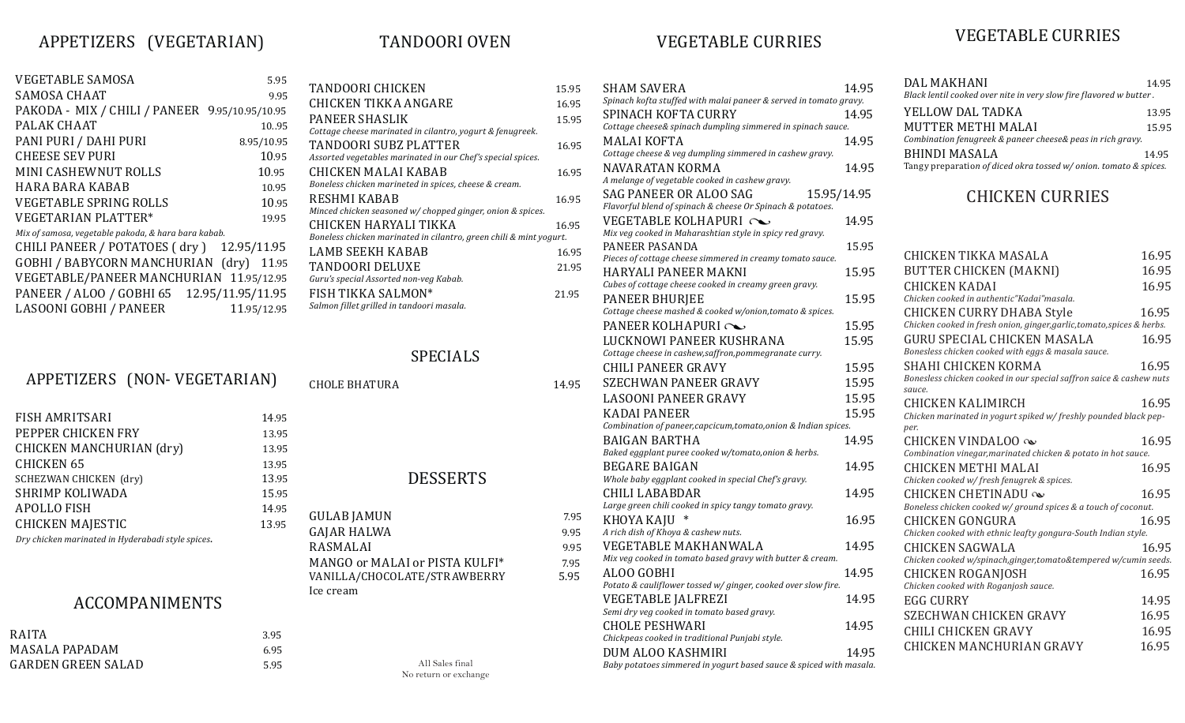## APPETIZERS (VEGETARIAN)

| | |
|---|---|
| VEGETABLE SAMOSA | 5.95 |
| SAMOSA CHAAT | 9.95 |
| PAKODA - MIX / CHILI / PANEER | 9.95/10.95/10.95 |
| PALAK CHAAT | 10..95 |
| PANI PURI / DAHI PURI | 8.95/10.95 |
| CHEESE SEV PURI | 10.95 |
| MINI CASHEWNUT ROLLS | 10.95 |
| HARA BARA KABAB | 10.95 |
| VEGETABLE SPRING ROLLS | 10.95 |
| VEGETARIAN PLATTER* | 19.95 |
| *Mix of samosa, vegetable pakoda, & hara bara kabab.* | |
| CHILI PANEER / POTATOES ( dry ) | 12.95/11.95 |
| GOBHI / BABYCORN MANCHURIAN (dry) | 11.95 |
| VEGETABLE/PANEER MANCHURIAN | 11.95/12.95 |
| PANEER / ALOO / GOBHI 65 | 12.95/11.95/11.95 |
| LASOONI GOBHI / PANEER | 11.95/12.95 |

## APPETIZERS (NON- VEGETARIAN)

| | |
|---|---|
| FISH AMRITSARI | 14.95 |
| PEPPER CHICKEN FRY | 13.95 |
| CHICKEN MANCHURIAN (dry) | 13.95 |
| CHICKEN 65 | 13.95 |
| SCHEZWAN CHICKEN (dry) | 13.95 |
| SHRIMP KOLIWADA | 15.95 |
| APOLLO FISH | 14.95 |
| CHICKEN MAJESTIC | 13.95 |
| *Dry chicken marinated in Hyderabadi style spices.* | |

## ACCOMPANIMENTS

| | |
|---|---|
| RAITA | 3.95 |
| MASALA PAPADAM | 6.95 |
| GARDEN GREEN SALAD | 5.95 |

## TANDOORI OVEN

| | |
|---|---|
| TANDOORI CHICKEN | 15.95 |
| CHICKEN TIKKA ANGARE | 16.95 |
| PANEER SHASLIK | 15.95 |
| *Cottage cheese marinated in cilantro, yogurt & fenugreek.* | |
| TANDOORI SUBZ PLATTER | 16.95 |
| *Assorted vegetables marinated in our Chef's special spices.* | |
| CHICKEN MALAI KABAB | 16.95 |
| *Boneless chicken marineted in spices, cheese & cream.* | |
| RESHMI KABAB | 16.95 |
| *Minced chicken seasoned w/ chopped ginger, onion & spices.* | |
| CHICKEN HARYALI TIKKA | 16.95 |
| *Boneless chicken marinated in cilantro, green chili & mint yogurt.* | |
| LAMB SEEKH KABAB | 16.95 |
| TANDOORI DELUXE | 21.95 |
| *Guru's special Assorted non-veg Kabab.* | |
| FISH TIKKA SALMON* | 21.95 |
| *Salmon fillet grilled in tandoori masala.* | |

## SPECIALS

| | |
|---|---|
| CHOLE BHATURA | 14.95 |

## DESSERTS

| | |
|---|---|
| GULAB JAMUN | 7.95 |
| GAJAR HALWA | 9.95 |
| RASMALAI | 9.95 |
| MANGO or MALAI or PISTA KULFI* | 7.95 |
| VANILLA/CHOCOLATE/STRAWBERRY Ice cream | 5.95 |

All Sales final
No return or exchange

## VEGETABLE CURRIES

| | |
|---|---|
| SHAM SAVERA | 14.95 |
| *Spinach kofta stuffed with malai paneer & served in tomato gravy.* | |
| SPINACH KOFTA CURRY | 14.95 |
| *Cottage cheese& spinach dumpling simmered in spinach sauce.* | |
| MALAI KOFTA | 14.95 |
| *Cottage cheese & veg dumpling simmered in cashew gravy.* | |
| NAVARATAN KORMA | 14.95 |
| *A melange of vegetable cooked in cashew gravy.* | |
| SAG PANEER OR ALOO SAG | 15.95/14.95 |
| *Flavorful blend of spinach & cheese Or Spinach & potatoes.* | |
| VEGETABLE KOLHAPURI | 14.95 |
| *Mix veg cooked in Maharashtian style in spicy red gravy.* | |
| PANEER PASANDA | 15.95 |
| *Pieces of cottage cheese simmered in creamy tomato sauce.* | |
| HARYALI PANEER MAKNI | 15.95 |
| *Cubes of cottage cheese cooked in creamy green gravy.* | |
| PANEER BHURJEE | 15.95 |
| *Cottage cheese mashed & cooked w/onion,tomato & spices.* | |
| PANEER KOLHAPURI | 15.95 |
| LUCKNOWI PANEER KUSHRANA | 15.95 |
| *Cottage cheese in cashew,saffron,pommegranate curry.* | |
| CHILI PANEER GRAVY | 15.95 |
| SZECHWAN PANEER GRAVY | 15.95 |
| LASOONI PANEER GRAVY | 15.95 |
| KADAI PANEER | 15.95 |
| *Combination of paneer,capcicum,tomato,onion & Indian spices.* | |
| BAIGAN BARTHA | 14.95 |
| *Baked eggplant puree cooked w/tomato,onion & herbs.* | |
| BEGARE BAIGAN | 14.95 |
| *Whole baby eggplant cooked in special Chef's gravy.* | |
| CHILI LABABDAR | 14.95 |
| *Large green chili cooked in spicy tangy tomato gravy.* | |
| KHOYA KAJU * | 16.95 |
| *A rich dish of Khoya & cashew nuts.* | |
| VEGETABLE MAKHANWALA | 14.95 |
| *Mix veg cooked in tomato based gravy with butter & cream.* | |
| ALOO GOBHI | 14.95 |
| *Potato & cauliflower tossed w/ ginger, cooked over slow fire.* | |
| VEGETABLE JALFREZI | 14.95 |
| *Semi dry veg cooked in tomato based gravy.* | |
| CHOLE PESHWARI | 14.95 |
| *Chickpeas cooked in traditional Punjabi style.* | |
| DUM ALOO KASHMIRI | 14.95 |
| *Baby potatoes simmered in yogurt based sauce & spiced with masala.* | |
| DAL MAKHANI | 14.95 |
| *Black lentil cooked over nite in very slow fire flavored w butter .* | |
| YELLOW DAL TADKA | 13.95 |
| MUTTER METHI MALAI | 15.95 |
| *Combination fenugreek & paneer cheese& peas in rich gravy.* | |
| BHINDI MASALA | 14.95 |
| *Tangy preparation of diced okra tossed w/ onion. tomato & spices.* | |

## CHICKEN CURRIES

| | |
|---|---|
| CHICKEN TIKKA MASALA | 16.95 |
| BUTTER CHICKEN (MAKNI) | 16.95 |
| CHICKEN KADAI | 16.95 |
| *Chicken cooked in authentic"Kadai"masala.* | |
| CHICKEN CURRY DHABA Style | 16.95 |
| *Chicken cooked in fresh onion, ginger,garlic,tomato,spices & herbs.* | |
| GURU SPECIAL CHICKEN MASALA | 16.95 |
| *Bonesless chicken cooked with eggs & masala sauce.* | |
| SHAHI CHICKEN KORMA | 16.95 |
| *Bonesless chicken cooked in our special saffron saice & cashew nuts sauce.* | |
| CHICKEN KALIMIRCH | 16.95 |
| *Chicken marinated in yogurt spiked w/ freshly pounded black pepper.* | |
| CHICKEN VINDALOO | 16.95 |
| *Combination vinegar,marinated chicken & potato in hot sauce.* | |
| CHICKEN METHI MALAI | 16.95 |
| *Chicken cooked w/ fresh fenugreek & spices.* | |
| CHICKEN CHETINADU | 16.95 |
| *Boneless chicken cooked w/ ground spices & a touch of coconut.* | |
| CHICKEN GONGURA | 16.95 |
| *Chicken cooked with ethnic leafty gongura-South Indian style.* | |
| CHICKEN SAGWALA | 16.95 |
| *Chicken cooked w/spinach,ginger,tomato&tempered w/cumin seeds.* | |
| CHICKEN ROGANJOSH | 16.95 |
| *Chicken cooked with Roganjosh sauce.* | |
| EGG CURRY | 14.95 |
| SZECHWAN CHICKEN GRAVY | 16.95 |
| CHILI CHICKEN GRAVY | 16.95 |
| CHICKEN MANCHURIAN GRAVY | 16.95 |